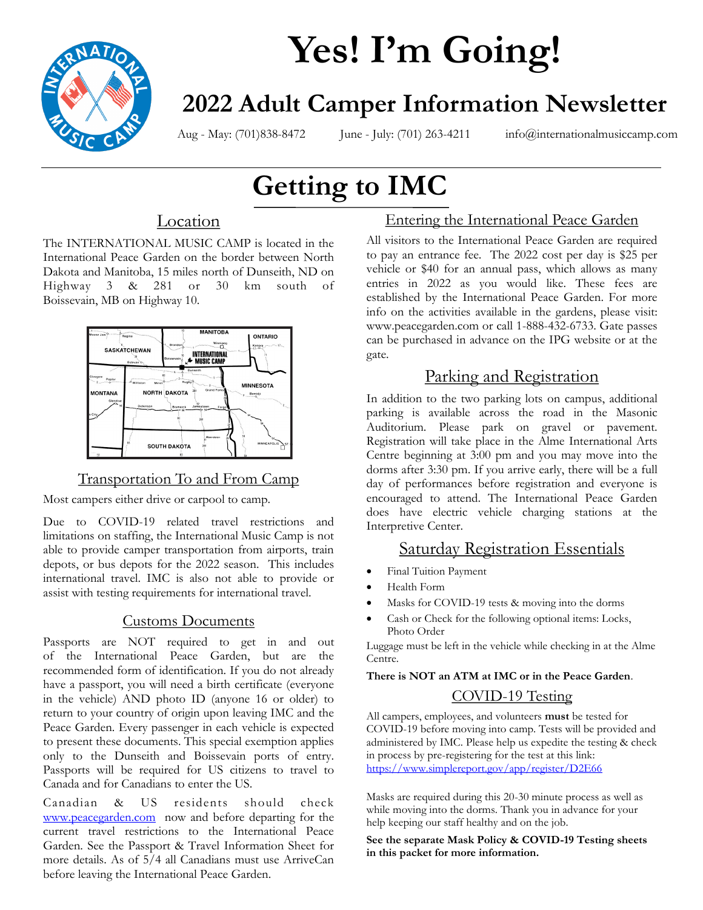# Yes! I'm Going!

## 2022 Adult Camper Information Newsletter

Aug - May: (701)838-8472 June - July: (701) 263-4211 info@internationalmusiccamp.com

# Getting to IMC

### Location

The INTERNATIONAL MUSIC CAMP is located in the International Peace Garden on the border between North Dakota and Manitoba, 15 miles north of Dunseith, ND on Highway 3 & 281 or 30 km south of Boissevain, MB on Highway 10.

### Transportation To and From Camp

Most campers either drive or carpool to camp.

Due to COVID-19 related travel restrictions and limitations on staffing, the International Music Camp is not able to provide camper transportation from airports, train depots, or bus depots for the 2022 season. This includes international travel. IMC is also not able to provide or assist with testing requirements for international travel.

### Customs Documents

Passports are NOT required to get in and out of the International Peace Garden, but are the recommended form of identification. If you do not already have a passport, you will need a birth certificate (everyone in the vehicle) AND photo ID (anyone 16 or older) to return to your country of origin upon leaving IMC and the Peace Garden. Every passenger in each vehicle is expected to present these documents. This special exemption applies only to the Dunseith and Boissevain ports of entry. Passports will be required for US citizens to travel to Canada and for Canadians to enter the US.

Canadian & US residents should check www.peacegarden.com now and before departing for the current travel restrictions to the International Peace Garden. See the Passport & Travel Information Sheet for more details. As of 5/4 all Canadians must use ArriveCan before leaving the International Peace Garden.

### Entering the International Peace Garden

All visitors to the International Peace Garden are required to pay an entrance fee. The 2022 cost per day is $25 per vehicle or $40 for an annual pass, which allows as many entries in 2022 as you would like. These fees are established by the International Peace Garden. For more info on the activities available in the gardens, please visit: www.peacegarden.com or call 1-888-432-6733. Gate passes can be purchased in advance on the IPG website or at the gate.

### Parking and Registration

In addition to the two parking lots on campus, additional parking is available across the road in the Masonic Auditorium. Please park on gravel or pavement. Registration will take place in the Alme International Arts Centre beginning at 3:00 pm and you may move into the dorms after 3:30 pm. If you arrive early, there will be a full day of performances before registration and everyone is encouraged to attend. The International Peace Garden does have electric vehicle charging stations at the Interpretive Center.

### Saturday Registration Essentials

- Final Tuition Payment
- Health Form
- Masks for COVID-19 tests & moving into the dorms
- Cash or Check for the following optional items: Locks, Photo Order

Luggage must be left in the vehicle while checking in at the Alme Centre.

**There is NOT an ATM at IMC or in the Peace Garden**.

### COVID-19 Testing

All campers, employees, and volunteers **must** be tested for COVID-19 before moving into camp. Tests will be provided and administered by IMC. Please help us expedite the testing & check in process by pre-registering for the test at this link: https://www.simplereport.gov/app/register/D2E66

Masks are required during this 20-30 minute process as well as while moving into the dorms. Thank you in advance for your help keeping our staff healthy and on the job.

**See the separate Mask Policy & COVID-19 Testing sheets in this packet for more information.**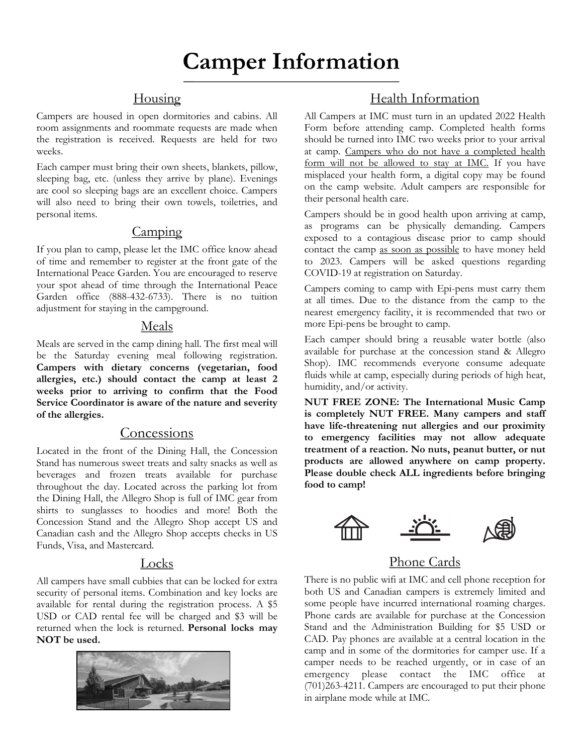# Camper Information

## Housing

Campers are housed in open dormitories and cabins. All room assignments and roommate requests are made when the registration is received. Requests are held for two weeks.

Each camper must bring their own sheets, blankets, pillow, sleeping bag, etc. (unless they arrive by plane). Evenings are cool so sleeping bags are an excellent choice. Campers will also need to bring their own towels, toiletries, and personal items.

## Camping

If you plan to camp, please let the IMC office know ahead of time and remember to register at the front gate of the International Peace Garden. You are encouraged to reserve your spot ahead of time through the International Peace Garden office (888-432-6733). There is no tuition adjustment for staying in the campground.

## Meals

Meals are served in the camp dining hall. The first meal will be the Saturday evening meal following registration. **Campers with dietary concerns (vegetarian, food allergies, etc.) should contact the camp at least 2 weeks prior to arriving to confirm that the Food Service Coordinator is aware of the nature and severity of the allergies.**

## Concessions

Located in the front of the Dining Hall, the Concession Stand has numerous sweet treats and salty snacks as well as beverages and frozen treats available for purchase throughout the day. Located across the parking lot from the Dining Hall, the Allegro Shop is full of IMC gear from shirts to sunglasses to hoodies and more! Both the Concession Stand and the Allegro Shop accept US and Canadian cash and the Allegro Shop accepts checks in US Funds, Visa, and Mastercard.

## Locks

All campers have small cubbies that can be locked for extra security of personal items. Combination and key locks are available for rental during the registration process. A $5 USD or CAD rental fee will be charged and $3 will be returned when the lock is returned. **Personal locks may NOT be used.**

## Health Information

All Campers at IMC must turn in an updated 2022 Health Form before attending camp. Completed health forms should be turned into IMC two weeks prior to your arrival at camp. Campers who do not have a completed health form will not be allowed to stay at IMC. If you have misplaced your health form, a digital copy may be found on the camp website. Adult campers are responsible for their personal health care.

Campers should be in good health upon arriving at camp, as programs can be physically demanding. Campers exposed to a contagious disease prior to camp should contact the camp as soon as possible to have money held to 2023. Campers will be asked questions regarding COVID-19 at registration on Saturday.

Campers coming to camp with Epi-pens must carry them at all times. Due to the distance from the camp to the nearest emergency facility, it is recommended that two or more Epi-pens be brought to camp.

Each camper should bring a reusable water bottle (also available for purchase at the concession stand & Allegro Shop). IMC recommends everyone consume adequate fluids while at camp, especially during periods of high heat, humidity, and/or activity.

**NUT FREE ZONE: The International Music Camp is completely NUT FREE. Many campers and staff have life-threatening nut allergies and our proximity to emergency facilities may not allow adequate treatment of a reaction. No nuts, peanut butter, or nut products are allowed anywhere on camp property. Please double check ALL ingredients before bringing food to camp!**

## Phone Cards

There is no public wifi at IMC and cell phone reception for both US and Canadian campers is extremely limited and some people have incurred international roaming charges. Phone cards are available for purchase at the Concession Stand and the Administration Building for $5 USD or CAD. Pay phones are available at a central location in the camp and in some of the dormitories for camper use. If a camper needs to be reached urgently, or in case of an emergency please contact the IMC office at (701)263-4211. Campers are encouraged to put their phone in airplane mode while at IMC.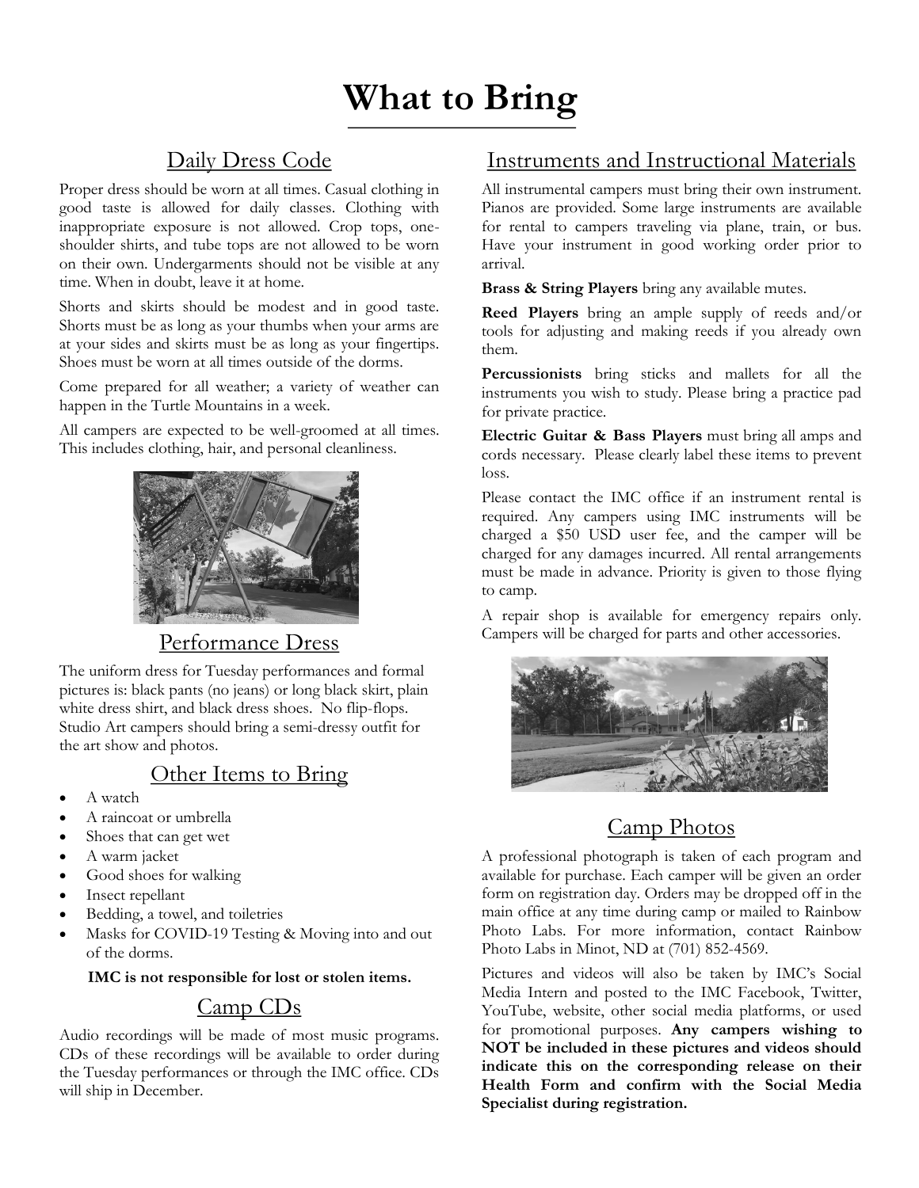# What to Bring

## Daily Dress Code

Proper dress should be worn at all times. Casual clothing in good taste is allowed for daily classes. Clothing with inappropriate exposure is not allowed. Crop tops, one-shoulder shirts, and tube tops are not allowed to be worn on their own. Undergarments should not be visible at any time. When in doubt, leave it at home.

Shorts and skirts should be modest and in good taste. Shorts must be as long as your thumbs when your arms are at your sides and skirts must be as long as your fingertips. Shoes must be worn at all times outside of the dorms.

Come prepared for all weather; a variety of weather can happen in the Turtle Mountains in a week.

All campers are expected to be well-groomed at all times. This includes clothing, hair, and personal cleanliness.

## Performance Dress

The uniform dress for Tuesday performances and formal pictures is: black pants (no jeans) or long black skirt, plain white dress shirt, and black dress shoes. No flip-flops. Studio Art campers should bring a semi-dressy outfit for the art show and photos.

## Other Items to Bring

- A watch
- A raincoat or umbrella
- Shoes that can get wet
- A warm jacket
- Good shoes for walking
- Insect repellant
- Bedding, a towel, and toiletries
- Masks for COVID-19 Testing & Moving into and out of the dorms.

**IMC is not responsible for lost or stolen items.**

## Camp CDs

Audio recordings will be made of most music programs. CDs of these recordings will be available to order during the Tuesday performances or through the IMC office. CDs will ship in December.

## Instruments and Instructional Materials

All instrumental campers must bring their own instrument. Pianos are provided. Some large instruments are available for rental to campers traveling via plane, train, or bus. Have your instrument in good working order prior to arrival.

**Brass & String Players** bring any available mutes.

**Reed Players** bring an ample supply of reeds and/or tools for adjusting and making reeds if you already own them.

**Percussionists** bring sticks and mallets for all the instruments you wish to study. Please bring a practice pad for private practice.

**Electric Guitar & Bass Players** must bring all amps and cords necessary. Please clearly label these items to prevent loss.

Please contact the IMC office if an instrument rental is required. Any campers using IMC instruments will be charged a $50 USD user fee, and the camper will be charged for any damages incurred. All rental arrangements must be made in advance. Priority is given to those flying to camp.

A repair shop is available for emergency repairs only. Campers will be charged for parts and other accessories.

## Camp Photos

A professional photograph is taken of each program and available for purchase. Each camper will be given an order form on registration day. Orders may be dropped off in the main office at any time during camp or mailed to Rainbow Photo Labs. For more information, contact Rainbow Photo Labs in Minot, ND at (701) 852-4569.

Pictures and videos will also be taken by IMC's Social Media Intern and posted to the IMC Facebook, Twitter, YouTube, website, other social media platforms, or used for promotional purposes. **Any campers wishing to NOT be included in these pictures and videos should indicate this on the corresponding release on their Health Form and confirm with the Social Media Specialist during registration.**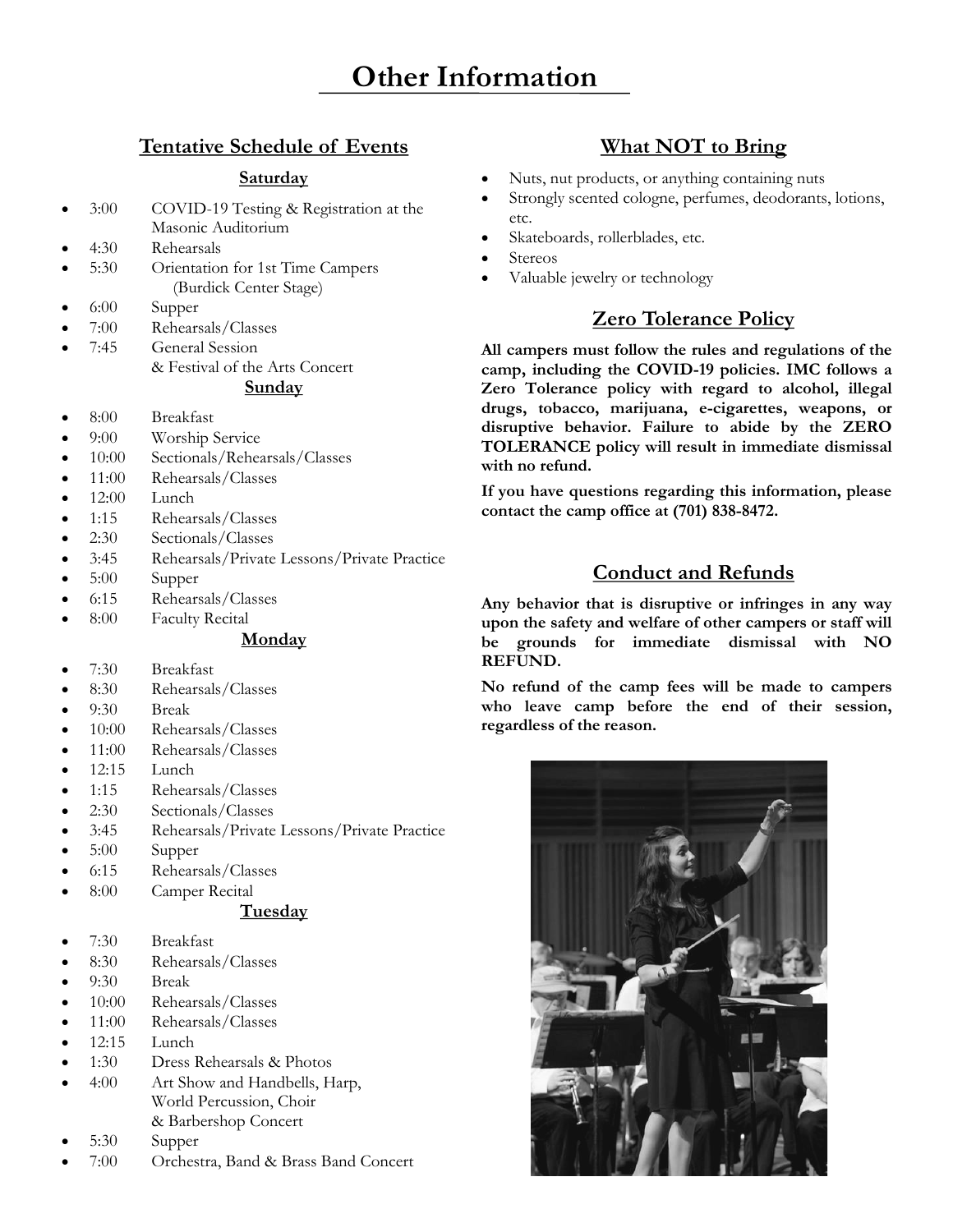# Other Information

## Tentative Schedule of Events

### Saturday

- 3:00 COVID-19 Testing & Registration at the Masonic Auditorium
- 4:30 Rehearsals
- 5:30 Orientation for 1st Time Campers (Burdick Center Stage)
- 6:00 Supper
- 7:00 Rehearsals/Classes
- 7:45 General Session & Festival of the Arts Concert

### Sunday

- 8:00 Breakfast
- 9:00 Worship Service
- 10:00 Sectionals/Rehearsals/Classes
- 11:00 Rehearsals/Classes
- 12:00 Lunch
- 1:15 Rehearsals/Classes
- 2:30 Sectionals/Classes
- 3:45 Rehearsals/Private Lessons/Private Practice
- 5:00 Supper
- 6:15 Rehearsals/Classes
- 8:00 Faculty Recital

### Monday

- 7:30 Breakfast
- 8:30 Rehearsals/Classes
- 9:30 Break
- 10:00 Rehearsals/Classes
- 11:00 Rehearsals/Classes
- 12:15 Lunch
- 1:15 Rehearsals/Classes
- 2:30 Sectionals/Classes
- 3:45 Rehearsals/Private Lessons/Private Practice
- 5:00 Supper
- 6:15 Rehearsals/Classes
- 8:00 Camper Recital

### Tuesday

- 7:30 Breakfast
- 8:30 Rehearsals/Classes
- 9:30 Break
- 10:00 Rehearsals/Classes
- 11:00 Rehearsals/Classes
- 12:15 Lunch
- 1:30 Dress Rehearsals & Photos
- 4:00 Art Show and Handbells, Harp, World Percussion, Choir & Barbershop Concert
- 5:30 Supper
- 7:00 Orchestra, Band & Brass Band Concert

## What NOT to Bring

- Nuts, nut products, or anything containing nuts
- Strongly scented cologne, perfumes, deodorants, lotions, etc.
- Skateboards, rollerblades, etc.
- Stereos
- Valuable jewelry or technology

## Zero Tolerance Policy

**All campers must follow the rules and regulations of the camp, including the COVID-19 policies. IMC follows a Zero Tolerance policy with regard to alcohol, illegal drugs, tobacco, marijuana, e-cigarettes, weapons, or disruptive behavior. Failure to abide by the ZERO TOLERANCE policy will result in immediate dismissal with no refund.**

**If you have questions regarding this information, please contact the camp office at (701) 838-8472.**

## Conduct and Refunds

**Any behavior that is disruptive or infringes in any way upon the safety and welfare of other campers or staff will be grounds for immediate dismissal with NO REFUND.**

**No refund of the camp fees will be made to campers who leave camp before the end of their session, regardless of the reason.**